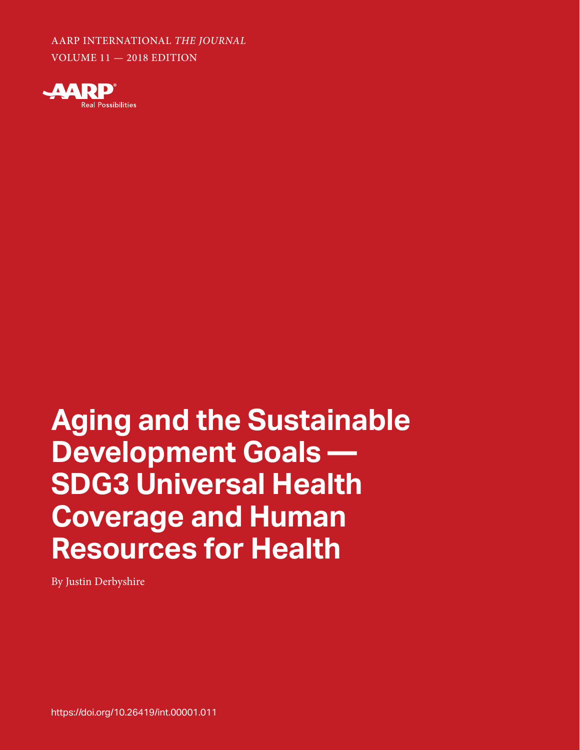AARP INTERNATIONAL *THE JOURNAL*
VOLUME 11 — 2018 EDITION

AARP Real Possibilities

# Aging and the Sustainable Development Goals — SDG3 Universal Health Coverage and Human Resources for Health

By Justin Derbyshire

https://doi.org/10.26419/int.00001.011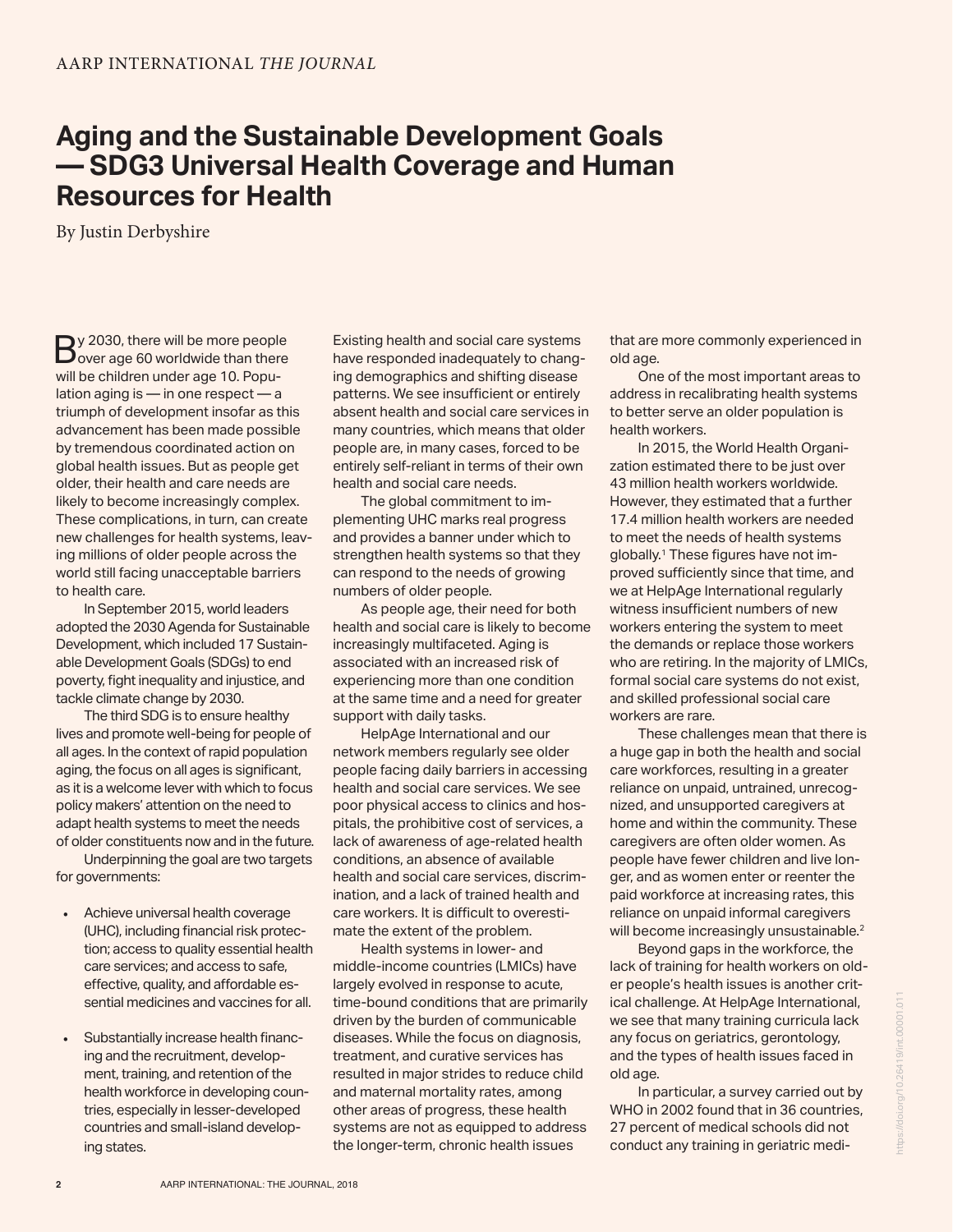# Aging and the Sustainable Development Goals — SDG3 Universal Health Coverage and Human Resources for Health

By Justin Derbyshire

By 2030, there will be more people over age 60 worldwide than there will be children under age 10. Population aging is — in one respect — a triumph of development insofar as this advancement has been made possible by tremendous coordinated action on global health issues. But as people get older, their health and care needs are likely to become increasingly complex. These complications, in turn, can create new challenges for health systems, leaving millions of older people across the world still facing unacceptable barriers to health care.

In September 2015, world leaders adopted the 2030 Agenda for Sustainable Development, which included 17 Sustainable Development Goals (SDGs) to end poverty, fight inequality and injustice, and tackle climate change by 2030.

The third SDG is to ensure healthy lives and promote well-being for people of all ages. In the context of rapid population aging, the focus on all ages is significant, as it is a welcome lever with which to focus policy makers' attention on the need to adapt health systems to meet the needs of older constituents now and in the future.

Underpinning the goal are two targets for governments:

- Achieve universal health coverage (UHC), including financial risk protection; access to quality essential health care services; and access to safe, effective, quality, and affordable essential medicines and vaccines for all.
- Substantially increase health financing and the recruitment, development, training, and retention of the health workforce in developing countries, especially in lesser-developed countries and small-island developing states.

Existing health and social care systems have responded inadequately to changing demographics and shifting disease patterns. We see insufficient or entirely absent health and social care services in many countries, which means that older people are, in many cases, forced to be entirely self-reliant in terms of their own health and social care needs.

The global commitment to implementing UHC marks real progress and provides a banner under which to strengthen health systems so that they can respond to the needs of growing numbers of older people.

As people age, their need for both health and social care is likely to become increasingly multifaceted. Aging is associated with an increased risk of experiencing more than one condition at the same time and a need for greater support with daily tasks.

HelpAge International and our network members regularly see older people facing daily barriers in accessing health and social care services. We see poor physical access to clinics and hospitals, the prohibitive cost of services, a lack of awareness of age-related health conditions, an absence of available health and social care services, discrimination, and a lack of trained health and care workers. It is difficult to overestimate the extent of the problem.

Health systems in lower- and middle-income countries (LMICs) have largely evolved in response to acute, time-bound conditions that are primarily driven by the burden of communicable diseases. While the focus on diagnosis, treatment, and curative services has resulted in major strides to reduce child and maternal mortality rates, among other areas of progress, these health systems are not as equipped to address the longer-term, chronic health issues that are more commonly experienced in old age.

One of the most important areas to address in recalibrating health systems to better serve an older population is health workers.

In 2015, the World Health Organization estimated there to be just over 43 million health workers worldwide. However, they estimated that a further 17.4 million health workers are needed to meet the needs of health systems globally.[1] These figures have not improved sufficiently since that time, and we at HelpAge International regularly witness insufficient numbers of new workers entering the system to meet the demands or replace those workers who are retiring. In the majority of LMICs, formal social care systems do not exist, and skilled professional social care workers are rare.

These challenges mean that there is a huge gap in both the health and social care workforces, resulting in a greater reliance on unpaid, untrained, unrecognized, and unsupported caregivers at home and within the community. These caregivers are often older women. As people have fewer children and live longer, and as women enter or reenter the paid workforce at increasing rates, this reliance on unpaid informal caregivers will become increasingly unsustainable.[2]

Beyond gaps in the workforce, the lack of training for health workers on older people's health issues is another critical challenge. At HelpAge International, we see that many training curricula lack any focus on geriatrics, gerontology, and the types of health issues faced in old age.

In particular, a survey carried out by WHO in 2002 found that in 36 countries, 27 percent of medical schools did not conduct any training in geriatric medi-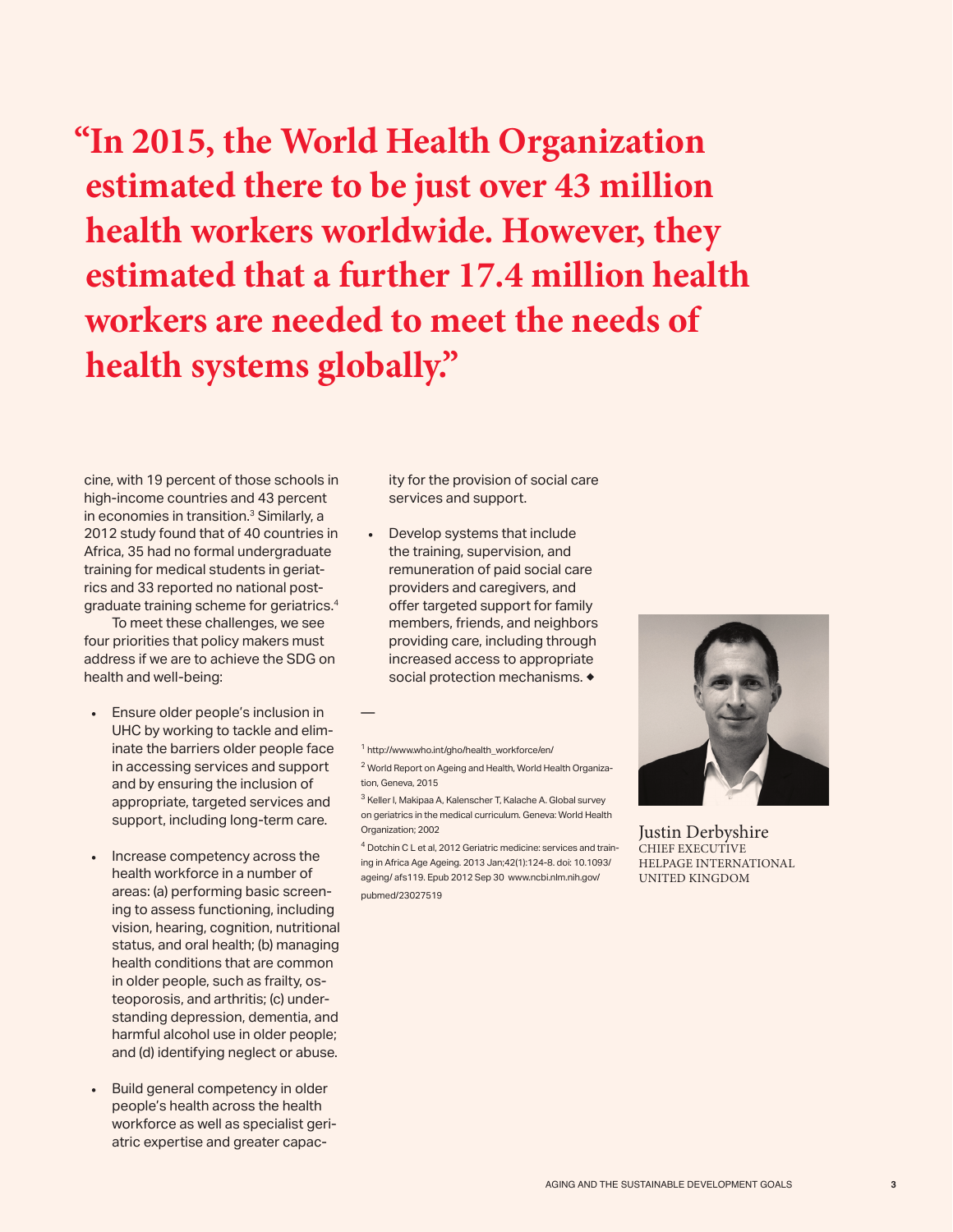> **"In 2015, the World Health Organization estimated there to be just over 43 million health workers worldwide. However, they estimated that a further 17.4 million health workers are needed to meet the needs of health systems globally."**

cine, with 19 percent of those schools in high-income countries and 43 percent in economies in transition.[3] Similarly, a 2012 study found that of 40 countries in Africa, 35 had no formal undergraduate training for medical students in geriatrics and 33 reported no national postgraduate training scheme for geriatrics.[4]

To meet these challenges, we see four priorities that policy makers must address if we are to achieve the SDG on health and well-being:

- Ensure older people's inclusion in UHC by working to tackle and eliminate the barriers older people face in accessing services and support and by ensuring the inclusion of appropriate, targeted services and support, including long-term care.
- Increase competency across the health workforce in a number of areas: (a) performing basic screening to assess functioning, including vision, hearing, cognition, nutritional status, and oral health; (b) managing health conditions that are common in older people, such as frailty, osteoporosis, and arthritis; (c) understanding depression, dementia, and harmful alcohol use in older people; and (d) identifying neglect or abuse.
- Build general competency in older people's health across the health workforce as well as specialist geriatric expertise and greater capacity for the provision of social care services and support.
- Develop systems that include the training, supervision, and remuneration of paid social care providers and caregivers, and offer targeted support for family members, friends, and neighbors providing care, including through increased access to appropriate social protection mechanisms. ◆

—

[1] http://www.who.int/gho/health_workforce/en/

[2] World Report on Ageing and Health, World Health Organization, Geneva, 2015

[3] Keller I, Makipaa A, Kalenscher T, Kalache A. Global survey on geriatrics in the medical curriculum. Geneva: World Health Organization; 2002

[4] Dotchin C L et al, 2012 Geriatric medicine: services and training in Africa Age Ageing. 2013 Jan;42(1):124-8. doi: 10.1093/ageing/ afs119. Epub 2012 Sep 30 www.ncbi.nlm.nih.gov/pubmed/23027519

Justin Derbyshire
CHIEF EXECUTIVE
HELPAGE INTERNATIONAL
UNITED KINGDOM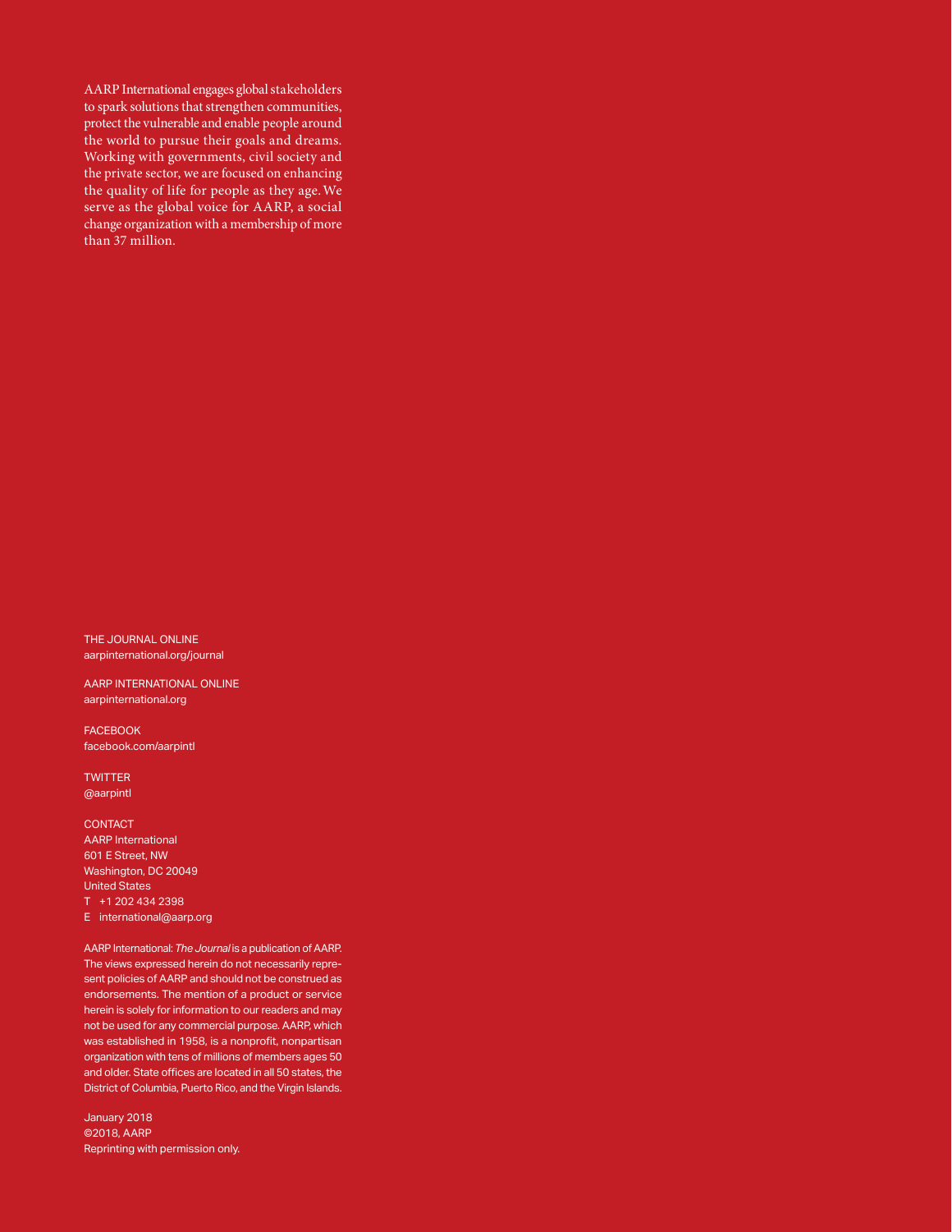AARP International engages global stakeholders to spark solutions that strengthen communities, protect the vulnerable and enable people around the world to pursue their goals and dreams. Working with governments, civil society and the private sector, we are focused on enhancing the quality of life for people as they age. We serve as the global voice for AARP, a social change organization with a membership of more than 37 million.

THE JOURNAL ONLINE
aarpinternational.org/journal

AARP INTERNATIONAL ONLINE
aarpinternational.org

FACEBOOK
facebook.com/aarpintl

TWITTER
@aarpintl

CONTACT
AARP International
601 E Street, NW
Washington, DC 20049
United States
T +1 202 434 2398
E international@aarp.org

AARP International: *The Journal* is a publication of AARP. The views expressed herein do not necessarily represent policies of AARP and should not be construed as endorsements. The mention of a product or service herein is solely for information to our readers and may not be used for any commercial purpose. AARP, which was established in 1958, is a nonprofit, nonpartisan organization with tens of millions of members ages 50 and older. State offices are located in all 50 states, the District of Columbia, Puerto Rico, and the Virgin Islands.

January 2018
©2018, AARP
Reprinting with permission only.